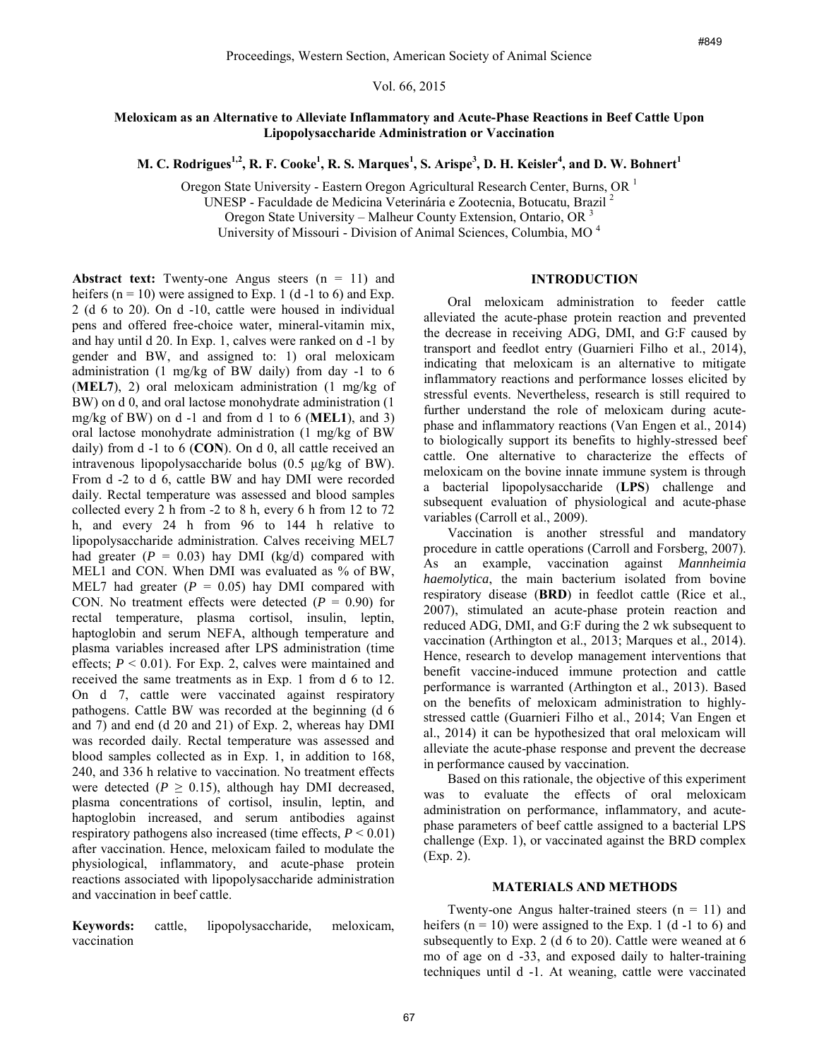# Meloxicam as an Alternative to Alleviate Inflammatory and Acute-Phase Reactions in Beef Cattle Upon Lipopolysaccharide Administration or Vaccination

**M. C. Rodrigues[1,2], R. F. Cooke[1], R. S. Marques[1], S. Arispe[3], D. H. Keisler[4], and D. W. Bohnert[1]**

Oregon State University - Eastern Oregon Agricultural Research Center, Burns, OR [1]
UNESP - Faculdade de Medicina Veterinária e Zootecnia, Botucatu, Brazil [2]
Oregon State University – Malheur County Extension, Ontario, OR [3]
University of Missouri - Division of Animal Sciences, Columbia, MO [4]

**Abstract text:** Twenty-one Angus steers (n = 11) and heifers (n = 10) were assigned to Exp. 1 (d -1 to 6) and Exp. 2 (d 6 to 20). On d -10, cattle were housed in individual pens and offered free-choice water, mineral-vitamin mix, and hay until d 20. In Exp. 1, calves were ranked on d -1 by gender and BW, and assigned to: 1) oral meloxicam administration (1 mg/kg of BW daily) from day -1 to 6 (**MEL7**), 2) oral meloxicam administration (1 mg/kg of BW) on d 0, and oral lactose monohydrate administration (1 mg/kg of BW) on d -1 and from d 1 to 6 (**MEL1**), and 3) oral lactose monohydrate administration (1 mg/kg of BW daily) from d -1 to 6 (**CON**). On d 0, all cattle received an intravenous lipopolysaccharide bolus (0.5 μg/kg of BW). From d -2 to d 6, cattle BW and hay DMI were recorded daily. Rectal temperature was assessed and blood samples collected every 2 h from -2 to 8 h, every 6 h from 12 to 72 h, and every 24 h from 96 to 144 h relative to lipopolysaccharide administration. Calves receiving MEL7 had greater ($P$ = 0.03) hay DMI (kg/d) compared with MEL1 and CON. When DMI was evaluated as % of BW, MEL7 had greater ($P$ = 0.05) hay DMI compared with CON. No treatment effects were detected ($P$ = 0.90) for rectal temperature, plasma cortisol, insulin, leptin, haptoglobin and serum NEFA, although temperature and plasma variables increased after LPS administration (time effects; $P$ < 0.01). For Exp. 2, calves were maintained and received the same treatments as in Exp. 1 from d 6 to 12. On d 7, cattle were vaccinated against respiratory pathogens. Cattle BW was recorded at the beginning (d 6 and 7) and end (d 20 and 21) of Exp. 2, whereas hay DMI was recorded daily. Rectal temperature was assessed and blood samples collected as in Exp. 1, in addition to 168, 240, and 336 h relative to vaccination. No treatment effects were detected ($P$ ≥ 0.15), although hay DMI decreased, plasma concentrations of cortisol, insulin, leptin, and haptoglobin increased, and serum antibodies against respiratory pathogens also increased (time effects, $P$ < 0.01) after vaccination. Hence, meloxicam failed to modulate the physiological, inflammatory, and acute-phase protein reactions associated with lipopolysaccharide administration and vaccination in beef cattle.

**Keywords:** cattle, lipopolysaccharide, meloxicam, vaccination

## INTRODUCTION

Oral meloxicam administration to feeder cattle alleviated the acute-phase protein reaction and prevented the decrease in receiving ADG, DMI, and G:F caused by transport and feedlot entry (Guarnieri Filho et al., 2014), indicating that meloxicam is an alternative to mitigate inflammatory reactions and performance losses elicited by stressful events. Nevertheless, research is still required to further understand the role of meloxicam during acute-phase and inflammatory reactions (Van Engen et al., 2014) to biologically support its benefits to highly-stressed beef cattle. One alternative to characterize the effects of meloxicam on the bovine innate immune system is through a bacterial lipopolysaccharide (**LPS**) challenge and subsequent evaluation of physiological and acute-phase variables (Carroll et al., 2009).

Vaccination is another stressful and mandatory procedure in cattle operations (Carroll and Forsberg, 2007). As an example, vaccination against *Mannheimia haemolytica*, the main bacterium isolated from bovine respiratory disease (**BRD**) in feedlot cattle (Rice et al., 2007), stimulated an acute-phase protein reaction and reduced ADG, DMI, and G:F during the 2 wk subsequent to vaccination (Arthington et al., 2013; Marques et al., 2014). Hence, research to develop management interventions that benefit vaccine-induced immune protection and cattle performance is warranted (Arthington et al., 2013). Based on the benefits of meloxicam administration to highly-stressed cattle (Guarnieri Filho et al., 2014; Van Engen et al., 2014) it can be hypothesized that oral meloxicam will alleviate the acute-phase response and prevent the decrease in performance caused by vaccination.

Based on this rationale, the objective of this experiment was to evaluate the effects of oral meloxicam administration on performance, inflammatory, and acute-phase parameters of beef cattle assigned to a bacterial LPS challenge (Exp. 1), or vaccinated against the BRD complex (Exp. 2).

## MATERIALS AND METHODS

Twenty-one Angus halter-trained steers (n = 11) and heifers (n = 10) were assigned to the Exp. 1 (d -1 to 6) and subsequently to Exp. 2 (d 6 to 20). Cattle were weaned at 6 mo of age on d -33, and exposed daily to halter-training techniques until d -1. At weaning, cattle were vaccinated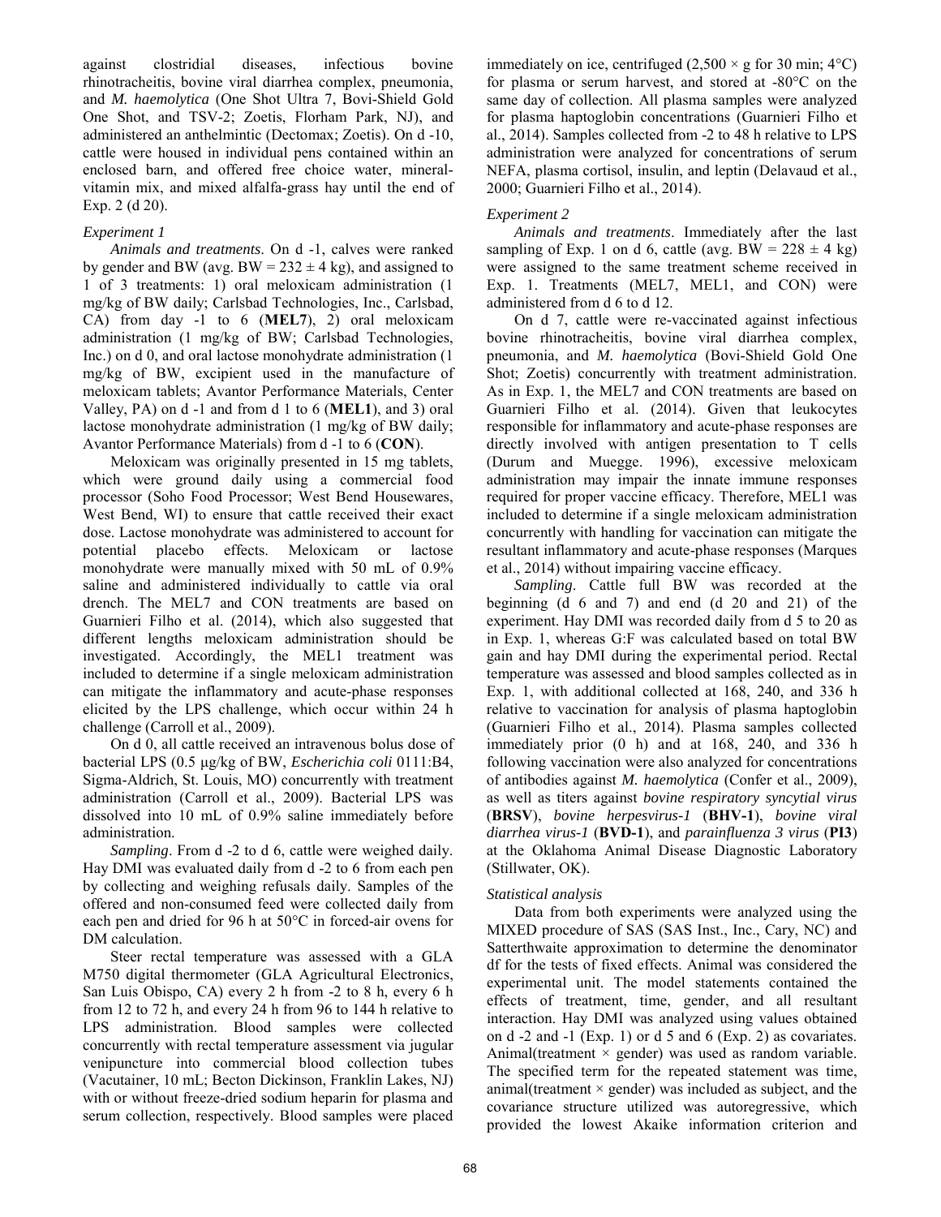against clostridial diseases, infectious bovine rhinotracheitis, bovine viral diarrhea complex, pneumonia, and *M. haemolytica* (One Shot Ultra 7, Bovi-Shield Gold One Shot, and TSV-2; Zoetis, Florham Park, NJ), and administered an anthelmintic (Dectomax; Zoetis). On d -10, cattle were housed in individual pens contained within an enclosed barn, and offered free choice water, mineral-vitamin mix, and mixed alfalfa-grass hay until the end of Exp. 2 (d 20).

### *Experiment 1*

*Animals and treatments*. On d -1, calves were ranked by gender and BW (avg. BW = 232 ± 4 kg), and assigned to 1 of 3 treatments: 1) oral meloxicam administration (1 mg/kg of BW daily; Carlsbad Technologies, Inc., Carlsbad, CA) from day -1 to 6 (**MEL7**), 2) oral meloxicam administration (1 mg/kg of BW; Carlsbad Technologies, Inc.) on d 0, and oral lactose monohydrate administration (1 mg/kg of BW, excipient used in the manufacture of meloxicam tablets; Avantor Performance Materials, Center Valley, PA) on d -1 and from d 1 to 6 (**MEL1**), and 3) oral lactose monohydrate administration (1 mg/kg of BW daily; Avantor Performance Materials) from d -1 to 6 (**CON**).

Meloxicam was originally presented in 15 mg tablets, which were ground daily using a commercial food processor (Soho Food Processor; West Bend Housewares, West Bend, WI) to ensure that cattle received their exact dose. Lactose monohydrate was administered to account for potential placebo effects. Meloxicam or lactose monohydrate were manually mixed with 50 mL of 0.9% saline and administered individually to cattle via oral drench. The MEL7 and CON treatments are based on Guarnieri Filho et al. (2014), which also suggested that different lengths meloxicam administration should be investigated. Accordingly, the MEL1 treatment was included to determine if a single meloxicam administration can mitigate the inflammatory and acute-phase responses elicited by the LPS challenge, which occur within 24 h challenge (Carroll et al., 2009).

On d 0, all cattle received an intravenous bolus dose of bacterial LPS (0.5 μg/kg of BW, *Escherichia coli* 0111:B4, Sigma-Aldrich, St. Louis, MO) concurrently with treatment administration (Carroll et al., 2009). Bacterial LPS was dissolved into 10 mL of 0.9% saline immediately before administration.

*Sampling*. From d -2 to d 6, cattle were weighed daily. Hay DMI was evaluated daily from d -2 to 6 from each pen by collecting and weighing refusals daily. Samples of the offered and non-consumed feed were collected daily from each pen and dried for 96 h at 50°C in forced-air ovens for DM calculation.

Steer rectal temperature was assessed with a GLA M750 digital thermometer (GLA Agricultural Electronics, San Luis Obispo, CA) every 2 h from -2 to 8 h, every 6 h from 12 to 72 h, and every 24 h from 96 to 144 h relative to LPS administration. Blood samples were collected concurrently with rectal temperature assessment via jugular venipuncture into commercial blood collection tubes (Vacutainer, 10 mL; Becton Dickinson, Franklin Lakes, NJ) with or without freeze-dried sodium heparin for plasma and serum collection, respectively. Blood samples were placed immediately on ice, centrifuged (2,500 × g for 30 min; 4°C) for plasma or serum harvest, and stored at -80°C on the same day of collection. All plasma samples were analyzed for plasma haptoglobin concentrations (Guarnieri Filho et al., 2014). Samples collected from -2 to 48 h relative to LPS administration were analyzed for concentrations of serum NEFA, plasma cortisol, insulin, and leptin (Delavaud et al., 2000; Guarnieri Filho et al., 2014).

### *Experiment 2*

*Animals and treatments*. Immediately after the last sampling of Exp. 1 on d 6, cattle (avg. BW = 228 ± 4 kg) were assigned to the same treatment scheme received in Exp. 1. Treatments (MEL7, MEL1, and CON) were administered from d 6 to d 12.

On d 7, cattle were re-vaccinated against infectious bovine rhinotracheitis, bovine viral diarrhea complex, pneumonia, and *M. haemolytica* (Bovi-Shield Gold One Shot; Zoetis) concurrently with treatment administration. As in Exp. 1, the MEL7 and CON treatments are based on Guarnieri Filho et al. (2014). Given that leukocytes responsible for inflammatory and acute-phase responses are directly involved with antigen presentation to T cells (Durum and Muegge. 1996), excessive meloxicam administration may impair the innate immune responses required for proper vaccine efficacy. Therefore, MEL1 was included to determine if a single meloxicam administration concurrently with handling for vaccination can mitigate the resultant inflammatory and acute-phase responses (Marques et al., 2014) without impairing vaccine efficacy.

*Sampling*. Cattle full BW was recorded at the beginning (d 6 and 7) and end (d 20 and 21) of the experiment. Hay DMI was recorded daily from d 5 to 20 as in Exp. 1, whereas G:F was calculated based on total BW gain and hay DMI during the experimental period. Rectal temperature was assessed and blood samples collected as in Exp. 1, with additional collected at 168, 240, and 336 h relative to vaccination for analysis of plasma haptoglobin (Guarnieri Filho et al., 2014). Plasma samples collected immediately prior (0 h) and at 168, 240, and 336 h following vaccination were also analyzed for concentrations of antibodies against *M. haemolytica* (Confer et al., 2009), as well as titers against *bovine respiratory syncytial virus* (**BRSV**), *bovine herpesvirus-1* (**BHV-1**), *bovine viral diarrhea virus-1* (**BVD-1**), and *parainfluenza 3 virus* (**PI3**) at the Oklahoma Animal Disease Diagnostic Laboratory (Stillwater, OK).

### *Statistical analysis*

Data from both experiments were analyzed using the MIXED procedure of SAS (SAS Inst., Inc., Cary, NC) and Satterthwaite approximation to determine the denominator df for the tests of fixed effects. Animal was considered the experimental unit. The model statements contained the effects of treatment, time, gender, and all resultant interaction. Hay DMI was analyzed using values obtained on d -2 and -1 (Exp. 1) or d 5 and 6 (Exp. 2) as covariates. Animal(treatment × gender) was used as random variable. The specified term for the repeated statement was time, animal(treatment × gender) was included as subject, and the covariance structure utilized was autoregressive, which provided the lowest Akaike information criterion and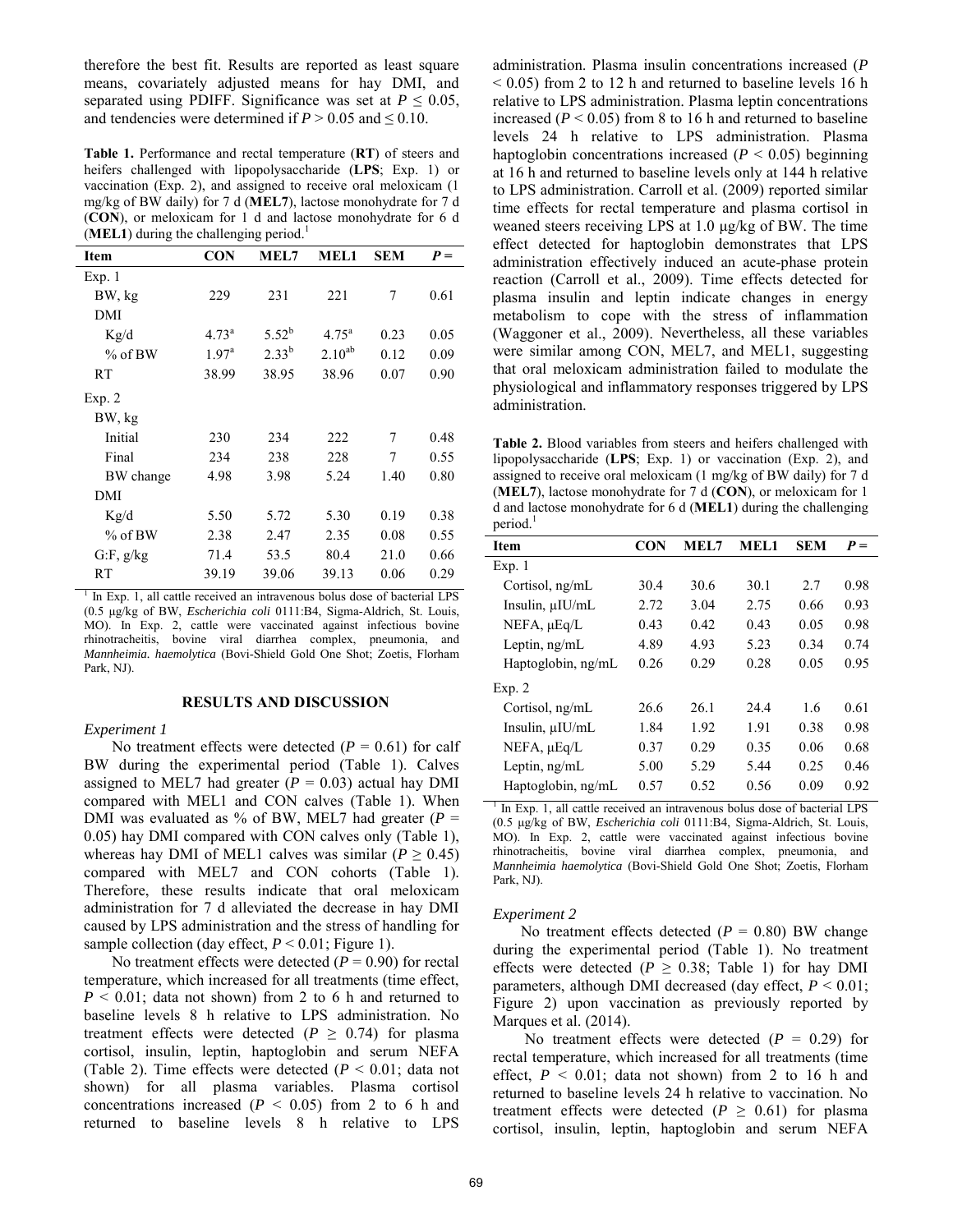therefore the best fit. Results are reported as least square means, covariately adjusted means for hay DMI, and separated using PDIFF. Significance was set at $P \leq 0.05$, and tendencies were determined if $P > 0.05$ and $\leq 0.10$.

**Table 1.** Performance and rectal temperature (**RT**) of steers and heifers challenged with lipopolysaccharide (**LPS**; Exp. 1) or vaccination (Exp. 2), and assigned to receive oral meloxicam (1 mg/kg of BW daily) for 7 d (**MEL7**), lactose monohydrate for 7 d (**CON**), or meloxicam for 1 d and lactose monohydrate for 6 d (**MEL1**) during the challenging period.[1]

| Item | CON | MEL7 | MEL1 | SEM | $P =$ |
|---|---|---|---|---|---|
| Exp. 1 | | | | | |
| BW, kg | 229 | 231 | 221 | 7 | 0.61 |
| DMI | | | | | |
| Kg/d | 4.73[a] | 5.52[b] | 4.75[a] | 0.23 | 0.05 |
| % of BW | 1.97[a] | 2.33[b] | 2.10[ab] | 0.12 | 0.09 |
| RT | 38.99 | 38.95 | 38.96 | 0.07 | 0.90 |
| Exp. 2 | | | | | |
| BW, kg | | | | | |
| Initial | 230 | 234 | 222 | 7 | 0.48 |
| Final | 234 | 238 | 228 | 7 | 0.55 |
| BW change | 4.98 | 3.98 | 5.24 | 1.40 | 0.80 |
| DMI | | | | | |
| Kg/d | 5.50 | 5.72 | 5.30 | 0.19 | 0.38 |
| % of BW | 2.38 | 2.47 | 2.35 | 0.08 | 0.55 |
| G:F, g/kg | 71.4 | 53.5 | 80.4 | 21.0 | 0.66 |
| RT | 39.19 | 39.06 | 39.13 | 0.06 | 0.29 |

[1] In Exp. 1, all cattle received an intravenous bolus dose of bacterial LPS (0.5 µg/kg of BW, *Escherichia coli* 0111:B4, Sigma-Aldrich, St. Louis, MO). In Exp. 2, cattle were vaccinated against infectious bovine rhinotracheitis, bovine viral diarrhea complex, pneumonia, and *Mannheimia. haemolytica* (Bovi-Shield Gold One Shot; Zoetis, Florham Park, NJ).

## RESULTS AND DISCUSSION

### *Experiment 1*

No treatment effects were detected ($P = 0.61$) for calf BW during the experimental period (Table 1). Calves assigned to MEL7 had greater ($P = 0.03$) actual hay DMI compared with MEL1 and CON calves (Table 1). When DMI was evaluated as % of BW, MEL7 had greater ($P = 0.05$) hay DMI compared with CON calves only (Table 1), whereas hay DMI of MEL1 calves was similar ($P \geq 0.45$) compared with MEL7 and CON cohorts (Table 1). Therefore, these results indicate that oral meloxicam administration for 7 d alleviated the decrease in hay DMI caused by LPS administration and the stress of handling for sample collection (day effect, $P < 0.01$; Figure 1).

No treatment effects were detected ($P = 0.90$) for rectal temperature, which increased for all treatments (time effect, $P < 0.01$; data not shown) from 2 to 6 h and returned to baseline levels 8 h relative to LPS administration. No treatment effects were detected ($P \geq 0.74$) for plasma cortisol, insulin, leptin, haptoglobin and serum NEFA (Table 2). Time effects were detected ($P < 0.01$; data not shown) for all plasma variables. Plasma cortisol concentrations increased ($P < 0.05$) from 2 to 6 h and returned to baseline levels 8 h relative to LPS administration. Plasma insulin concentrations increased ($P < 0.05$) from 2 to 12 h and returned to baseline levels 16 h relative to LPS administration. Plasma leptin concentrations increased ($P < 0.05$) from 8 to 16 h and returned to baseline levels 24 h relative to LPS administration. Plasma haptoglobin concentrations increased ($P < 0.05$) beginning at 16 h and returned to baseline levels only at 144 h relative to LPS administration. Carroll et al. (2009) reported similar time effects for rectal temperature and plasma cortisol in weaned steers receiving LPS at 1.0 µg/kg of BW. The time effect detected for haptoglobin demonstrates that LPS administration effectively induced an acute-phase protein reaction (Carroll et al., 2009). Time effects detected for plasma insulin and leptin indicate changes in energy metabolism to cope with the stress of inflammation (Waggoner et al., 2009). Nevertheless, all these variables were similar among CON, MEL7, and MEL1, suggesting that oral meloxicam administration failed to modulate the physiological and inflammatory responses triggered by LPS administration.

**Table 2.** Blood variables from steers and heifers challenged with lipopolysaccharide (**LPS**; Exp. 1) or vaccination (Exp. 2), and assigned to receive oral meloxicam (1 mg/kg of BW daily) for 7 d (**MEL7**), lactose monohydrate for 7 d (**CON**), or meloxicam for 1 d and lactose monohydrate for 6 d (**MEL1**) during the challenging period.[1]

| Item | CON | MEL7 | MEL1 | SEM | $P =$ |
|---|---|---|---|---|---|
| Exp. 1 | | | | | |
| Cortisol, ng/mL | 30.4 | 30.6 | 30.1 | 2.7 | 0.98 |
| Insulin, µIU/mL | 2.72 | 3.04 | 2.75 | 0.66 | 0.93 |
| NEFA, µEq/L | 0.43 | 0.42 | 0.43 | 0.05 | 0.98 |
| Leptin, ng/mL | 4.89 | 4.93 | 5.23 | 0.34 | 0.74 |
| Haptoglobin, ng/mL | 0.26 | 0.29 | 0.28 | 0.05 | 0.95 |
| Exp. 2 | | | | | |
| Cortisol, ng/mL | 26.6 | 26.1 | 24.4 | 1.6 | 0.61 |
| Insulin, µIU/mL | 1.84 | 1.92 | 1.91 | 0.38 | 0.98 |
| NEFA, µEq/L | 0.37 | 0.29 | 0.35 | 0.06 | 0.68 |
| Leptin, ng/mL | 5.00 | 5.29 | 5.44 | 0.25 | 0.46 |
| Haptoglobin, ng/mL | 0.57 | 0.52 | 0.56 | 0.09 | 0.92 |

[1] In Exp. 1, all cattle received an intravenous bolus dose of bacterial LPS (0.5 µg/kg of BW, *Escherichia coli* 0111:B4, Sigma-Aldrich, St. Louis, MO). In Exp. 2, cattle were vaccinated against infectious bovine rhinotracheitis, bovine viral diarrhea complex, pneumonia, and *Mannheimia haemolytica* (Bovi-Shield Gold One Shot; Zoetis, Florham Park, NJ).

### *Experiment 2*

No treatment effects detected ($P = 0.80$) BW change during the experimental period (Table 1). No treatment effects were detected ($P \geq 0.38$; Table 1) for hay DMI parameters, although DMI decreased (day effect, $P < 0.01$; Figure 2) upon vaccination as previously reported by Marques et al. (2014).

No treatment effects were detected ($P = 0.29$) for rectal temperature, which increased for all treatments (time effect, $P < 0.01$; data not shown) from 2 to 16 h and returned to baseline levels 24 h relative to vaccination. No treatment effects were detected ($P \geq 0.61$) for plasma cortisol, insulin, leptin, haptoglobin and serum NEFA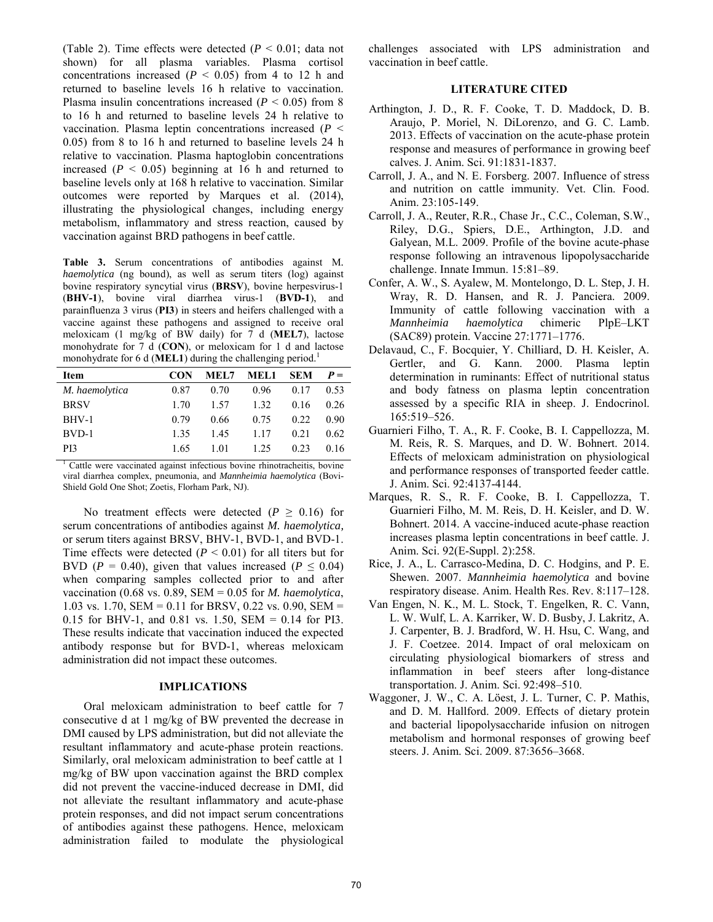(Table 2). Time effects were detected ($P < 0.01$; data not shown) for all plasma variables. Plasma cortisol concentrations increased ($P < 0.05$) from 4 to 12 h and returned to baseline levels 16 h relative to vaccination. Plasma insulin concentrations increased ($P < 0.05$) from 8 to 16 h and returned to baseline levels 24 h relative to vaccination. Plasma leptin concentrations increased ($P < 0.05$) from 8 to 16 h and returned to baseline levels 24 h relative to vaccination. Plasma haptoglobin concentrations increased ($P < 0.05$) beginning at 16 h and returned to baseline levels only at 168 h relative to vaccination. Similar outcomes were reported by Marques et al. (2014), illustrating the physiological changes, including energy metabolism, inflammatory and stress reaction, caused by vaccination against BRD pathogens in beef cattle.

**Table 3.** Serum concentrations of antibodies against M. *haemolytica* (ng bound), as well as serum titers (log) against bovine respiratory syncytial virus (**BRSV**), bovine herpesvirus-1 (**BHV-1**), bovine viral diarrhea virus-1 (**BVD-1**), and parainfluenza 3 virus (**PI3**) in steers and heifers challenged with a vaccine against these pathogens and assigned to receive oral meloxicam (1 mg/kg of BW daily) for 7 d (**MEL7**), lactose monohydrate for 7 d (**CON**), or meloxicam for 1 d and lactose monohydrate for 6 d (**MEL1**) during the challenging period.[1]

| Item | CON | MEL7 | MEL1 | SEM | $P =$ |
|---|---|---|---|---|---|
| *M. haemolytica* | 0.87 | 0.70 | 0.96 | 0.17 | 0.53 |
| BRSV | 1.70 | 1.57 | 1.32 | 0.16 | 0.26 |
| BHV-1 | 0.79 | 0.66 | 0.75 | 0.22 | 0.90 |
| BVD-1 | 1.35 | 1.45 | 1.17 | 0.21 | 0.62 |
| PI3 | 1.65 | 1.01 | 1.25 | 0.23 | 0.16 |

[1] Cattle were vaccinated against infectious bovine rhinotracheitis, bovine viral diarrhea complex, pneumonia, and *Mannheimia haemolytica* (Bovi-Shield Gold One Shot; Zoetis, Florham Park, NJ).

No treatment effects were detected ($P \geq 0.16$) for serum concentrations of antibodies against *M. haemolytica,* or serum titers against BRSV, BHV-1, BVD-1, and BVD-1. Time effects were detected ($P < 0.01$) for all titers but for BVD ($P = 0.40$), given that values increased ($P \leq 0.04$) when comparing samples collected prior to and after vaccination (0.68 vs. 0.89, SEM = 0.05 for *M. haemolytica*, 1.03 vs. 1.70, SEM = 0.11 for BRSV, 0.22 vs. 0.90, SEM = 0.15 for BHV-1, and 0.81 vs. 1.50, SEM = 0.14 for PI3. These results indicate that vaccination induced the expected antibody response but for BVD-1, whereas meloxicam administration did not impact these outcomes.

## IMPLICATIONS

Oral meloxicam administration to beef cattle for 7 consecutive d at 1 mg/kg of BW prevented the decrease in DMI caused by LPS administration, but did not alleviate the resultant inflammatory and acute-phase protein reactions. Similarly, oral meloxicam administration to beef cattle at 1 mg/kg of BW upon vaccination against the BRD complex did not prevent the vaccine-induced decrease in DMI, did not alleviate the resultant inflammatory and acute-phase protein responses, and did not impact serum concentrations of antibodies against these pathogens. Hence, meloxicam administration failed to modulate the physiological challenges associated with LPS administration and vaccination in beef cattle.

## LITERATURE CITED

Arthington, J. D., R. F. Cooke, T. D. Maddock, D. B. Araujo, P. Moriel, N. DiLorenzo, and G. C. Lamb. 2013. Effects of vaccination on the acute-phase protein response and measures of performance in growing beef calves. J. Anim. Sci. 91:1831-1837.

Carroll, J. A., and N. E. Forsberg. 2007. Influence of stress and nutrition on cattle immunity. Vet. Clin. Food. Anim. 23:105-149.

Carroll, J. A., Reuter, R.R., Chase Jr., C.C., Coleman, S.W., Riley, D.G., Spiers, D.E., Arthington, J.D. and Galyean, M.L. 2009. Profile of the bovine acute-phase response following an intravenous lipopolysaccharide challenge. Innate Immun. 15:81–89.

Confer, A. W., S. Ayalew, M. Montelongo, D. L. Step, J. H. Wray, R. D. Hansen, and R. J. Panciera. 2009. Immunity of cattle following vaccination with a *Mannheimia haemolytica* chimeric PlpE–LKT (SAC89) protein. Vaccine 27:1771–1776.

Delavaud, C., F. Bocquier, Y. Chilliard, D. H. Keisler, A. Gertler, and G. Kann. 2000. Plasma leptin determination in ruminants: Effect of nutritional status and body fatness on plasma leptin concentration assessed by a specific RIA in sheep. J. Endocrinol. 165:519–526.

Guarnieri Filho, T. A., R. F. Cooke, B. I. Cappellozza, M. M. Reis, R. S. Marques, and D. W. Bohnert. 2014. Effects of meloxicam administration on physiological and performance responses of transported feeder cattle. J. Anim. Sci. 92:4137-4144.

Marques, R. S., R. F. Cooke, B. I. Cappellozza, T. Guarnieri Filho, M. M. Reis, D. H. Keisler, and D. W. Bohnert. 2014. A vaccine-induced acute-phase reaction increases plasma leptin concentrations in beef cattle. J. Anim. Sci. 92(E-Suppl. 2):258.

Rice, J. A., L. Carrasco-Medina, D. C. Hodgins, and P. E. Shewen. 2007. *Mannheimia haemolytica* and bovine respiratory disease. Anim. Health Res. Rev. 8:117–128.

Van Engen, N. K., M. L. Stock, T. Engelken, R. C. Vann, L. W. Wulf, L. A. Karriker, W. D. Busby, J. Lakritz, A. J. Carpenter, B. J. Bradford, W. H. Hsu, C. Wang, and J. F. Coetzee. 2014. Impact of oral meloxicam on circulating physiological biomarkers of stress and inflammation in beef steers after long-distance transportation. J. Anim. Sci. 92:498–510.

Waggoner, J. W., C. A. Löest, J. L. Turner, C. P. Mathis, and D. M. Hallford. 2009. Effects of dietary protein and bacterial lipopolysaccharide infusion on nitrogen metabolism and hormonal responses of growing beef steers. J. Anim. Sci. 2009. 87:3656–3668.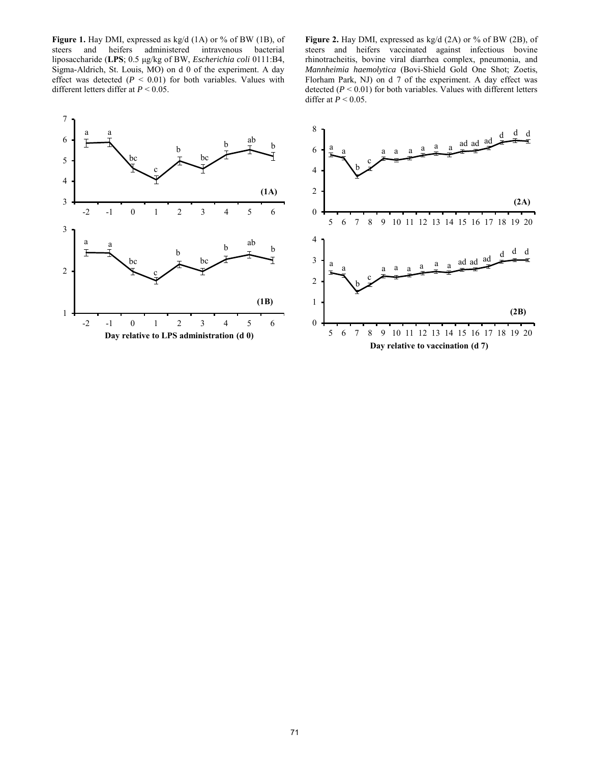**Figure 1.** Hay DMI, expressed as kg/d (1A) or % of BW (1B), of steers and heifers administered intravenous bacterial liposaccharide (**LPS**; 0.5 µg/kg of BW, *Escherichia coli* 0111:B4, Sigma-Aldrich, St. Louis, MO) on d 0 of the experiment. A day effect was detected ($P < 0.01$) for both variables. Values with different letters differ at $P < 0.05$.

(1A)

7
6
5
4
3

a a bc c b bc b ab b

-2 -1 0 1 2 3 4 5 6

(1B)

3
2
1

a a bc c b bc b ab b

-2 -1 0 1 2 3 4 5 6

Day relative to LPS administration (d 0)

**Figure 2.** Hay DMI, expressed as kg/d (2A) or % of BW (2B), of steers and heifers vaccinated against infectious bovine rhinotracheitis, bovine viral diarrhea complex, pneumonia, and *Mannheimia haemolytica* (Bovi-Shield Gold One Shot; Zoetis, Florham Park, NJ) on d 7 of the experiment. A day effect was detected ($P < 0.01$) for both variables. Values with different letters differ at $P < 0.05$.

(2A)

8
6
4
2
0

a a b c a a a a a a ad ad ad d d d

5 6 7 8 9 10 11 12 13 14 15 16 17 18 19 20

(2B)

4
3
2
1
0

a a b c a a a a a a ad ad ad d d d

5 6 7 8 9 10 11 12 13 14 15 16 17 18 19 20

Day relative to vaccination (d 7)